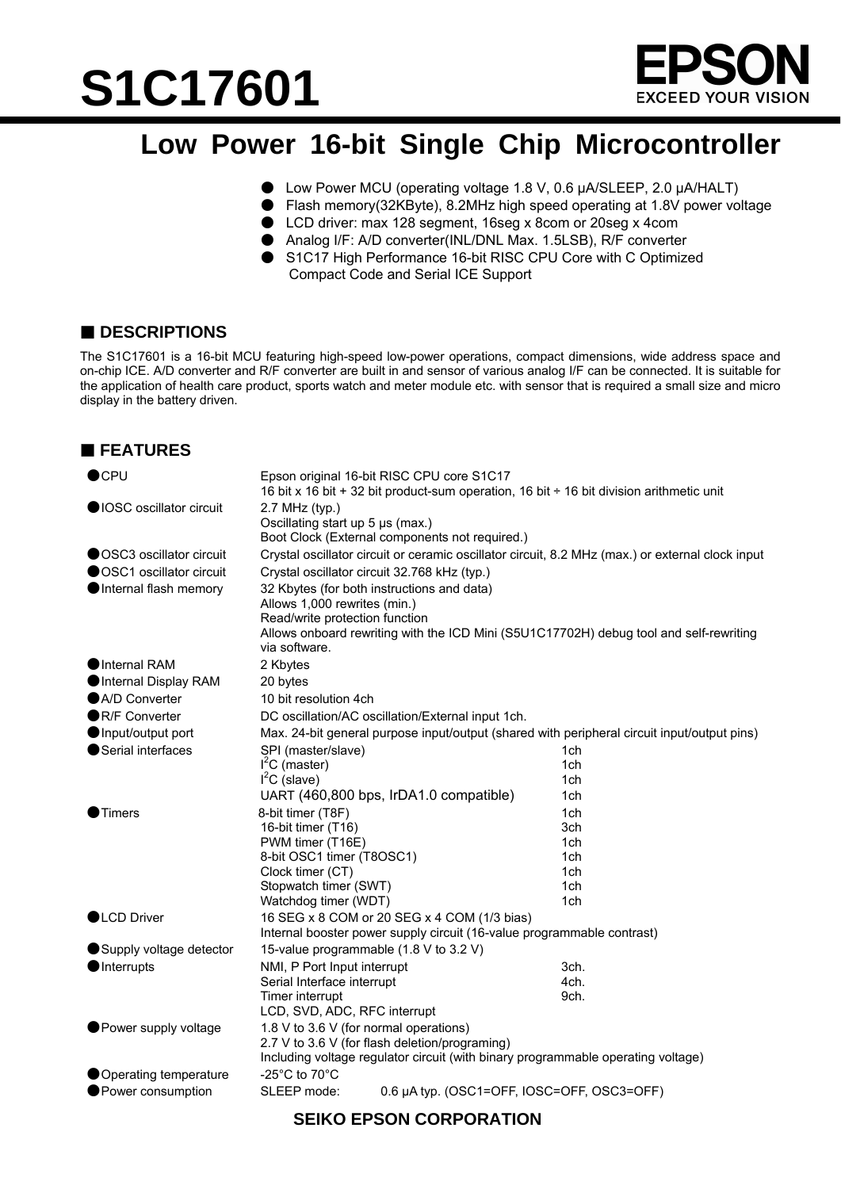# S1C17601

EPSON
EXCEED YOUR VISION

## Low Power 16-bit Single Chip Microcontroller

- Low Power MCU (operating voltage 1.8 V, 0.6 µA/SLEEP, 2.0 µA/HALT)
- Flash memory(32KByte), 8.2MHz high speed operating at 1.8V power voltage
- LCD driver: max 128 segment, 16seg x 8com or 20seg x 4com
- Analog I/F: A/D converter(INL/DNL Max. 1.5LSB), R/F converter
- S1C17 High Performance 16-bit RISC CPU Core with C Optimized Compact Code and Serial ICE Support

### ■ DESCRIPTIONS

The S1C17601 is a 16-bit MCU featuring high-speed low-power operations, compact dimensions, wide address space and on-chip ICE. A/D converter and R/F converter are built in and sensor of various analog I/F can be connected. It is suitable for the application of health care product, sports watch and meter module etc. with sensor that is required a small size and micro display in the battery driven.

### ■ FEATURES

| | | |
|---|---|---|
| ● CPU | Epson original 16-bit RISC CPU core S1C17<br>16 bit x 16 bit + 32 bit product-sum operation, 16 bit ÷ 16 bit division arithmetic unit | |
| ● IOSC oscillator circuit | 2.7 MHz (typ.)<br>Oscillating start up 5 µs (max.)<br>Boot Clock (External components not required.) | |
| ● OSC3 oscillator circuit | Crystal oscillator circuit or ceramic oscillator circuit, 8.2 MHz (max.) or external clock input | |
| ● OSC1 oscillator circuit | Crystal oscillator circuit 32.768 kHz (typ.) | |
| ● Internal flash memory | 32 Kbytes (for both instructions and data)<br>Allows 1,000 rewrites (min.)<br>Read/write protection function<br>Allows onboard rewriting with the ICD Mini (S5U1C17702H) debug tool and self-rewriting via software. | |
| ● Internal RAM | 2 Kbytes | |
| ● Internal Display RAM | 20 bytes | |
| ● A/D Converter | 10 bit resolution 4ch | |
| ● R/F Converter | DC oscillation/AC oscillation/External input 1ch. | |
| ● Input/output port | Max. 24-bit general purpose input/output (shared with peripheral circuit input/output pins) | |
| ● Serial interfaces | SPI (master/slave)<br>$I^2C$ (master)<br>$I^2C$ (slave)<br>UART (460,800 bps, IrDA1.0 compatible) | 1ch<br>1ch<br>1ch<br>1ch |
| ● Timers | 8-bit timer (T8F)<br>16-bit timer (T16)<br>PWM timer (T16E)<br>8-bit OSC1 timer (T8OSC1)<br>Clock timer (CT)<br>Stopwatch timer (SWT)<br>Watchdog timer (WDT) | 1ch<br>3ch<br>1ch<br>1ch<br>1ch<br>1ch<br>1ch |
| ● LCD Driver | 16 SEG x 8 COM or 20 SEG x 4 COM (1/3 bias)<br>Internal booster power supply circuit (16-value programmable contrast) | |
| ● Supply voltage detector | 15-value programmable (1.8 V to 3.2 V) | |
| ● Interrupts | NMI, P Port Input interrupt<br>Serial Interface interrupt<br>Timer interrupt<br>LCD, SVD, ADC, RFC interrupt | 3ch.<br>4ch.<br>9ch. |
| ● Power supply voltage | 1.8 V to 3.6 V (for normal operations)<br>2.7 V to 3.6 V (for flash deletion/programing)<br>Including voltage regulator circuit (with binary programmable operating voltage) | |
| ● Operating temperature | -25°C to 70°C | |
| ● Power consumption | SLEEP mode: 0.6 µA typ. (OSC1=OFF, IOSC=OFF, OSC3=OFF) | |

**SEIKO EPSON CORPORATION**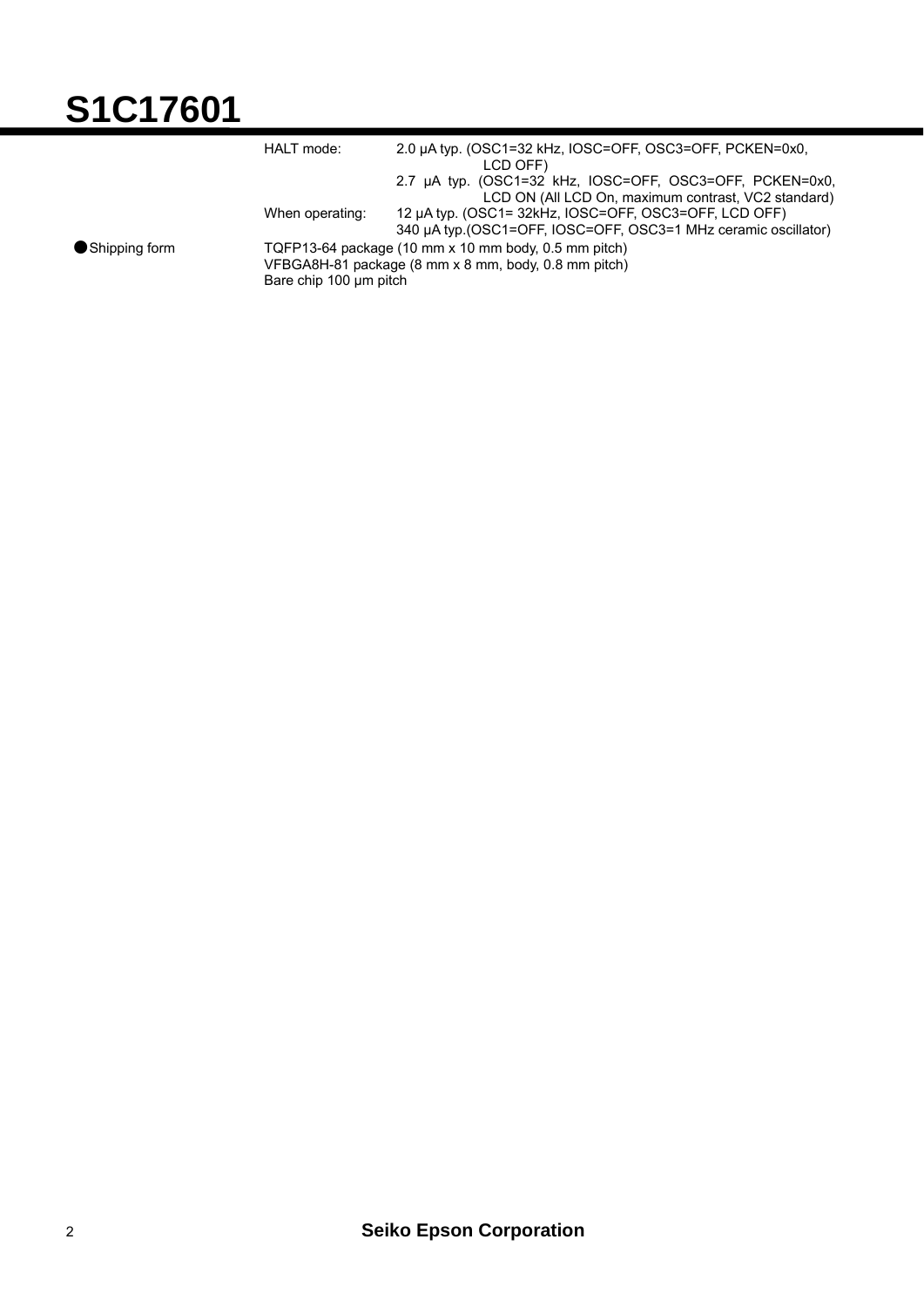| | | |
|---|---|---|
| | HALT mode: | 2.0 µA typ. (OSC1=32 kHz, IOSC=OFF, OSC3=OFF, PCKEN=0x0, LCD OFF) |
| | | 2.7 µA typ. (OSC1=32 kHz, IOSC=OFF, OSC3=OFF, PCKEN=0x0, LCD ON (All LCD On, maximum contrast, VC2 standard) |
| | When operating: | 12 µA typ. (OSC1= 32kHz, IOSC=OFF, OSC3=OFF, LCD OFF) |
| | | 340 µA typ.(OSC1=OFF, IOSC=OFF, OSC3=1 MHz ceramic oscillator) |

- **Shipping form**

  TQFP13-64 package (10 mm x 10 mm body, 0.5 mm pitch)
  VFBGA8H-81 package (8 mm x 8 mm, body, 0.8 mm pitch)
  Bare chip 100 µm pitch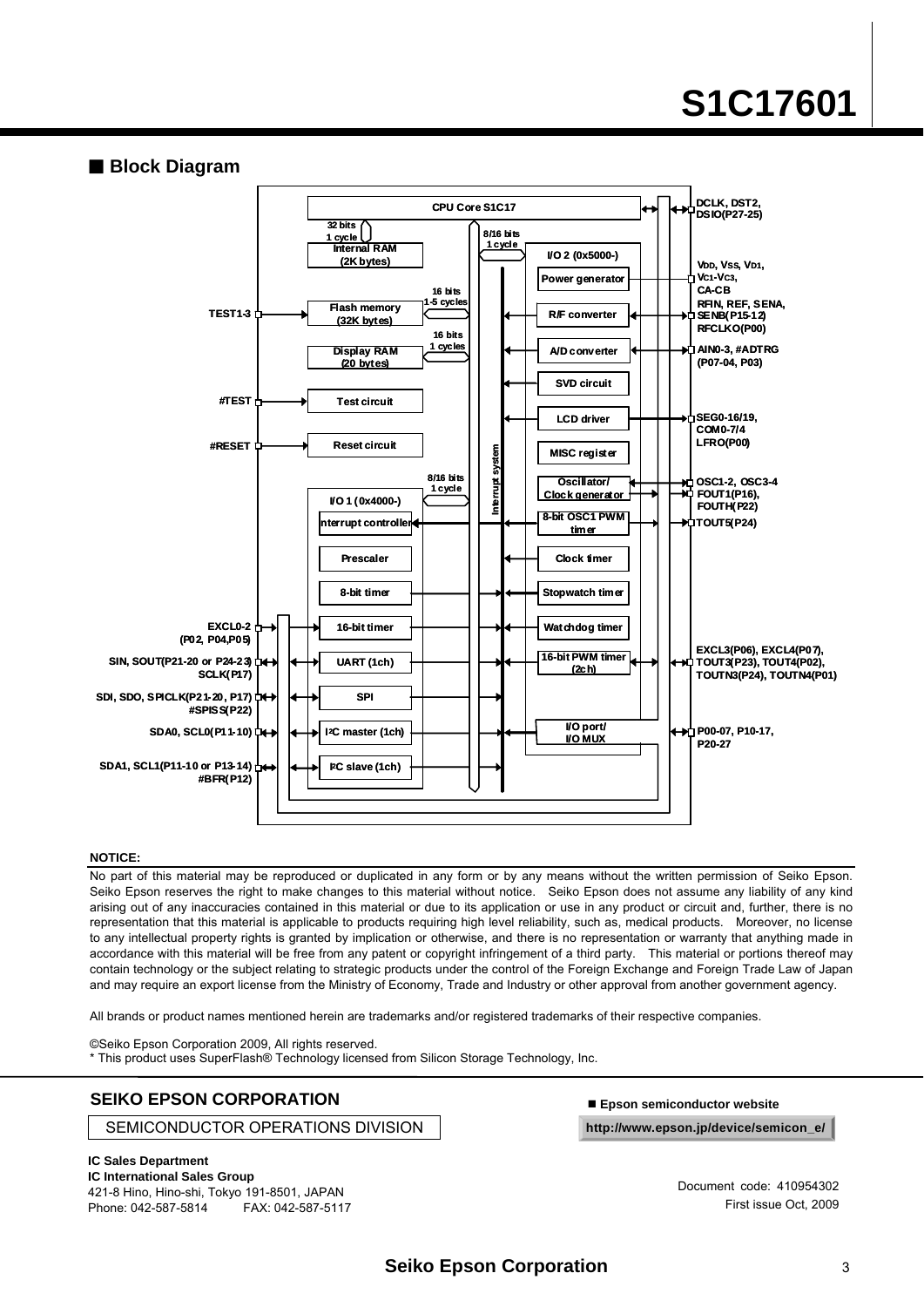## ■ Block Diagram

CPU Core S1C17

32 bits
1 cycle

8/16 bits
1 cycle

Internal RAM
(2K bytes)

I/O 2 (0x5000-)

16 bits
1-5 cycles

Flash memory
(32K bytes)

16 bits
1 cycles

Display RAM
(20 bytes)

Test circuit

Reset circuit

Power generator

R/F converter

A/D converter

SVD circuit

LCD driver

MISC register

Interrupt system

8/16 bits
1 cycle

I/O 1 (0x4000-)

Interrupt controller

Prescaler

8-bit timer

16-bit timer

UART (1ch)

SPI

I2C master (1ch)

I2C slave (1ch)

Oscillator/
Clock generator

8-bit OSC1 PWM
timer

Clock timer

Stopwatch timer

Watchdog timer

16-bit PWM timer
(2ch)

I/O port/
I/O MUX

TEST1-3

#TEST

#RESET

EXCL0-2
(P02, P04,P05)

SIN, SOUT(P21-20 or P24-23)
SCLK(P17)

SDI, SDO, SPICLK(P21-20, P17)
#SPISS(P22)

SDA0, SCL0(P11-10)

SDA1, SCL1(P11-10 or P13-14)
#BFR(P12)

DCLK, DST2,
DSIO(P27-25)

VDD, VSS, VD1,
VC1-VC3,
CA-CB

RFIN, REF, SENA,
SENB(P15-12)
RFCLKO(P00)

AIN0-3, #ADTRG
(P07-04, P03)

SEG0-16/19,
COM0-7/4
LFRO(P00)

OSC1-2, OSC3-4
FOUT1(P16),
FOUTH(P22)

TOUT5(P24)

EXCL3(P06), EXCL4(P07),
TOUT3(P23), TOUT4(P02),
TOUTN3(P24), TOUTN4(P01)

P00-07, P10-17,
P20-27

**NOTICE:**

No part of this material may be reproduced or duplicated in any form or by any means without the written permission of Seiko Epson. Seiko Epson reserves the right to make changes to this material without notice. Seiko Epson does not assume any liability of any kind arising out of any inaccuracies contained in this material or due to its application or use in any product or circuit and, further, there is no representation that this material is applicable to products requiring high level reliability, such as, medical products. Moreover, no license to any intellectual property rights is granted by implication or otherwise, and there is no representation or warranty that anything made in accordance with this material will be free from any patent or copyright infringement of a third party. This material or portions thereof may contain technology or the subject relating to strategic products under the control of the Foreign Exchange and Foreign Trade Law of Japan and may require an export license from the Ministry of Economy, Trade and Industry or other approval from another government agency.

All brands or product names mentioned herein are trademarks and/or registered trademarks of their respective companies.

©Seiko Epson Corporation 2009, All rights reserved.
\* This product uses SuperFlash® Technology licensed from Silicon Storage Technology, Inc.

**SEIKO EPSON CORPORATION**

SEMICONDUCTOR OPERATIONS DIVISION

**IC Sales Department**
**IC International Sales Group**
421-8 Hino, Hino-shi, Tokyo 191-8501, JAPAN
Phone: 042-587-5814 FAX: 042-587-5117

■ **Epson semiconductor website**

**http://www.epson.jp/device/semicon_e/**

Document code: 410954302
First issue Oct, 2009